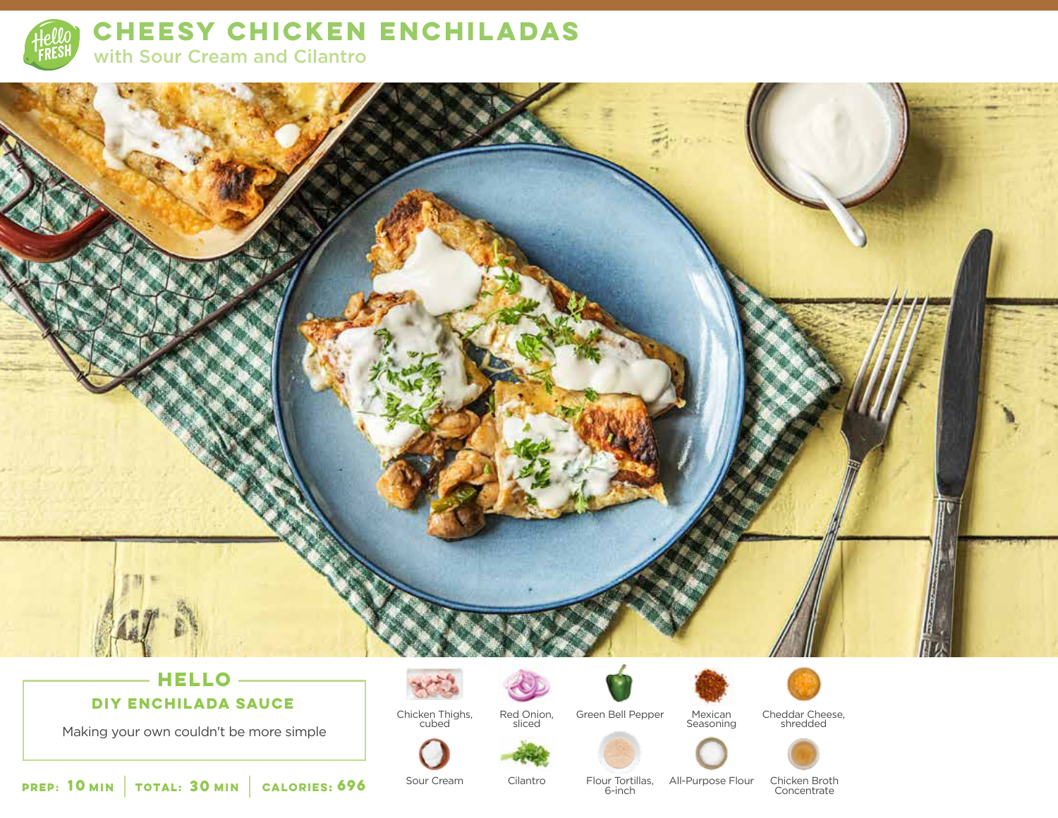# CHEESY CHICKEN ENCHILADAS

## with Sour Cream and Cilantro

### HELLO

**DIY ENCHILADA SAUCE**

Making your own couldn't be more simple

**PREP:** 10 MIN | **TOTAL:** 30 MIN | **CALORIES:** 696

- Chicken Thighs, cubed
- Red Onion, sliced
- Green Bell Pepper
- Mexican Seasoning
- Cheddar Cheese, shredded
- Sour Cream
- Cilantro
- Flour Tortillas, 6-inch
- All-Purpose Flour
- Chicken Broth Concentrate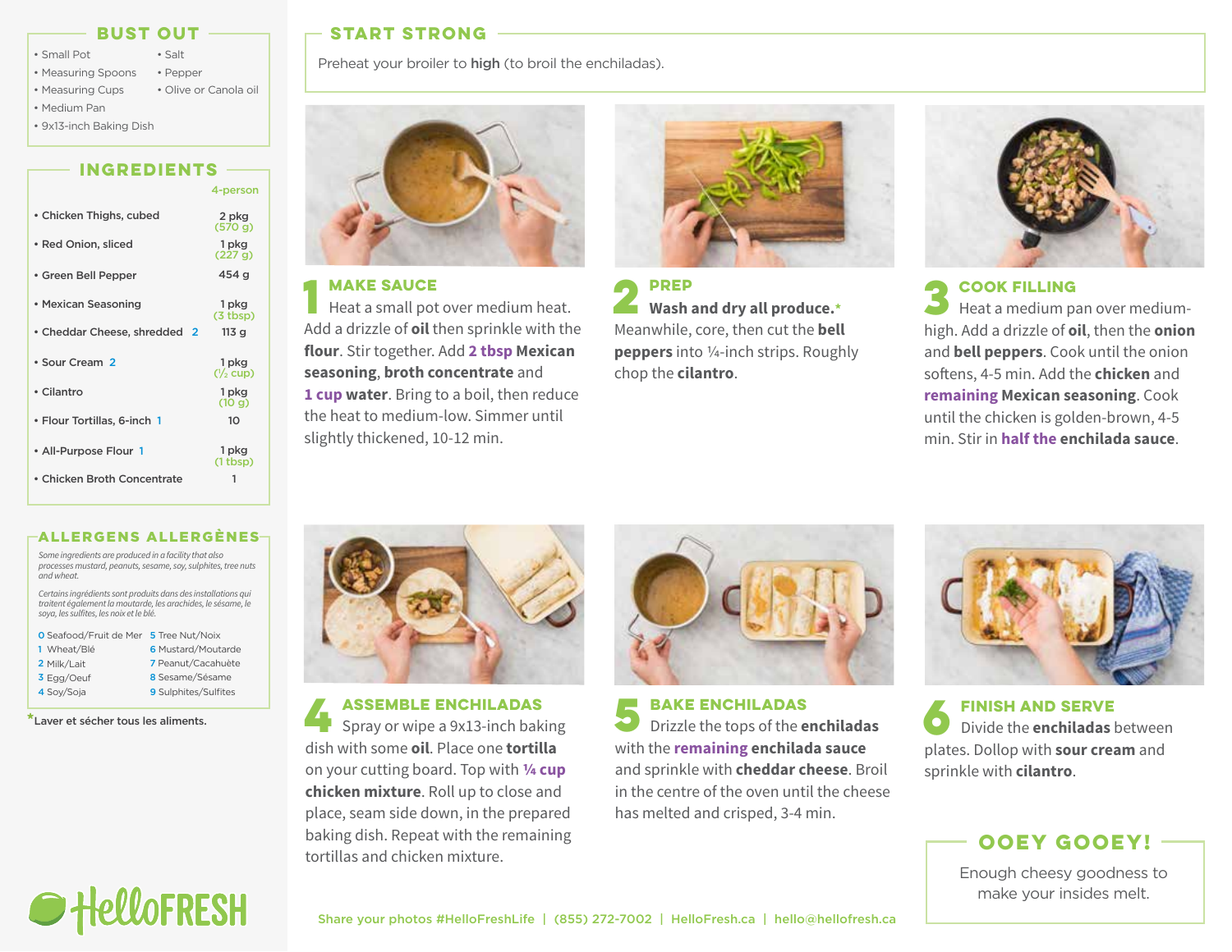## BUST OUT

- Small Pot
- Measuring Spoons
- Measuring Cups
- Medium Pan
- 9x13-inch Baking Dish
- Salt
- Pepper
- Olive or Canola oil

## INGREDIENTS

| | 4-person |
|---|---|
| Chicken Thighs, cubed | 2 pkg (570 g) |
| Red Onion, sliced | 1 pkg (227 g) |
| Green Bell Pepper | 454 g |
| Mexican Seasoning | 1 pkg (3 tbsp) |
| Cheddar Cheese, shredded 2 | 113 g |
| Sour Cream 2 | 1 pkg (½ cup) |
| Cilantro | 1 pkg (10 g) |
| Flour Tortillas, 6-inch 1 | 10 |
| All-Purpose Flour 1 | 1 pkg (1 tbsp) |
| Chicken Broth Concentrate | 1 |

## ALLERGENS ALLERGÈNES

*Some ingredients are produced in a facility that also processes mustard, peanuts, sesame, soy, sulphites, tree nuts and wheat.*

*Certains ingrédients sont produits dans des installations qui traitent également la moutarde, les arachides, le sésame, le soya, les sulfites, les noix et le blé.*

- 0 Seafood/Fruit de Mer
- 1 Wheat/Blé
- 2 Milk/Lait
- 3 Egg/Oeuf
- 4 Soy/Soja
- 5 Tree Nut/Noix
- 6 Mustard/Moutarde
- 7 Peanut/Cacahuète
- 8 Sesame/Sésame
- 9 Sulphites/Sulfites

*Laver et sécher tous les aliments.

HelloFRESH

## START STRONG

Preheat your broiler to **high** (to broil the enchiladas).

### 1 MAKE SAUCE

Heat a small pot over medium heat. Add a drizzle of **oil** then sprinkle with the **flour**. Stir together. Add **2 tbsp Mexican seasoning**, **broth concentrate** and **1 cup water**. Bring to a boil, then reduce the heat to medium-low. Simmer until slightly thickened, 10-12 min.

### 2 PREP

**Wash and dry all produce.*** Meanwhile, core, then cut the **bell peppers** into ¼-inch strips. Roughly chop the **cilantro**.

### 3 COOK FILLING

Heat a medium pan over medium-high. Add a drizzle of **oil**, then the **onion** and **bell peppers**. Cook until the onion softens, 4-5 min. Add the **chicken** and **remaining Mexican seasoning**. Cook until the chicken is golden-brown, 4-5 min. Stir in **half the enchilada sauce**.

### 4 ASSEMBLE ENCHILADAS

Spray or wipe a 9x13-inch baking dish with some **oil**. Place one **tortilla** on your cutting board. Top with **¼ cup chicken mixture**. Roll up to close and place, seam side down, in the prepared baking dish. Repeat with the remaining tortillas and chicken mixture.

### 5 BAKE ENCHILADAS

Drizzle the tops of the **enchiladas** with the **remaining enchilada sauce** and sprinkle with **cheddar cheese**. Broil in the centre of the oven until the cheese has melted and crisped, 3-4 min.

### 6 FINISH AND SERVE

Divide the **enchiladas** between plates. Dollop with **sour cream** and sprinkle with **cilantro**.

## OOEY GOOEY!

Enough cheesy goodness to make your insides melt.

Share your photos #HelloFreshLife | (855) 272-7002 | HelloFresh.ca | hello@hellofresh.ca